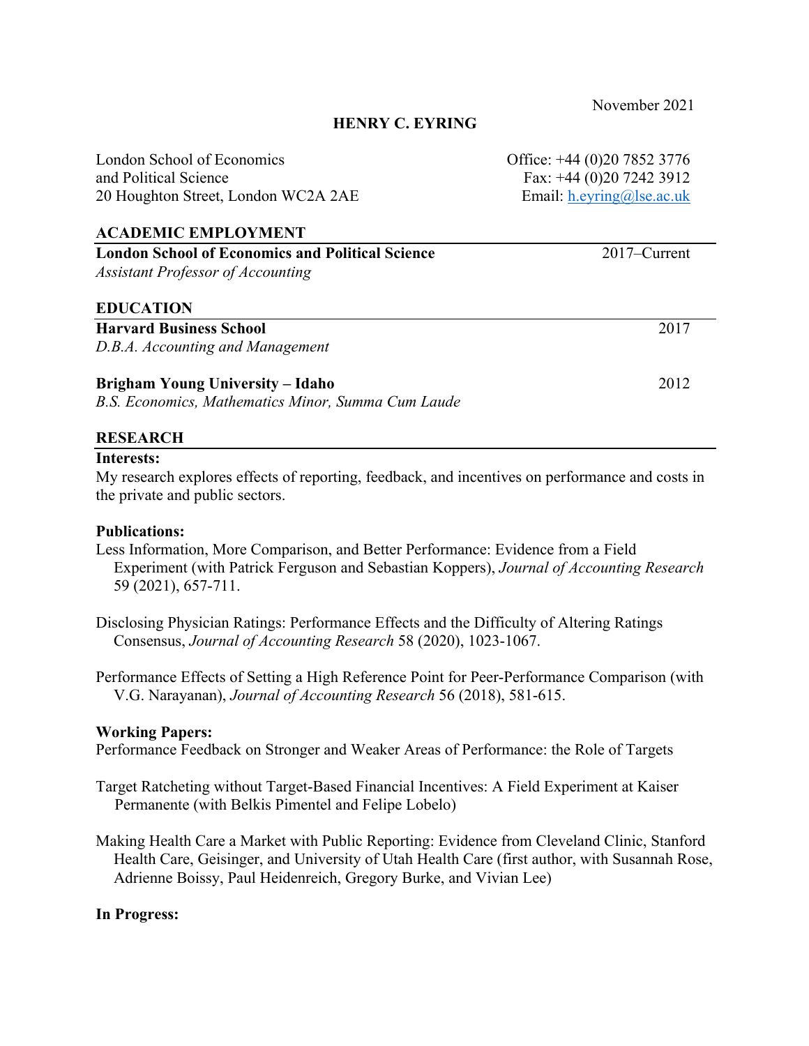November 2021

# HENRY C. EYRING

London School of Economics
and Political Science
20 Houghton Street, London WC2A 2AE

Office: +44 (0)20 7852 3776
Fax: +44 (0)20 7242 3912
Email: h.eyring@lse.ac.uk

## ACADEMIC EMPLOYMENT

**London School of Economics and Political Science** — 2017–Current
*Assistant Professor of Accounting*

## EDUCATION

**Harvard Business School** — 2017
*D.B.A. Accounting and Management*

**Brigham Young University – Idaho** — 2012
*B.S. Economics, Mathematics Minor, Summa Cum Laude*

## RESEARCH

**Interests:**
My research explores effects of reporting, feedback, and incentives on performance and costs in the private and public sectors.

**Publications:**

Less Information, More Comparison, and Better Performance: Evidence from a Field Experiment (with Patrick Ferguson and Sebastian Koppers), *Journal of Accounting Research* 59 (2021), 657-711.

Disclosing Physician Ratings: Performance Effects and the Difficulty of Altering Ratings Consensus, *Journal of Accounting Research* 58 (2020), 1023-1067.

Performance Effects of Setting a High Reference Point for Peer-Performance Comparison (with V.G. Narayanan), *Journal of Accounting Research* 56 (2018), 581-615.

**Working Papers:**

Performance Feedback on Stronger and Weaker Areas of Performance: the Role of Targets

Target Ratcheting without Target-Based Financial Incentives: A Field Experiment at Kaiser Permanente (with Belkis Pimentel and Felipe Lobelo)

Making Health Care a Market with Public Reporting: Evidence from Cleveland Clinic, Stanford Health Care, Geisinger, and University of Utah Health Care (first author, with Susannah Rose, Adrienne Boissy, Paul Heidenreich, Gregory Burke, and Vivian Lee)

**In Progress:**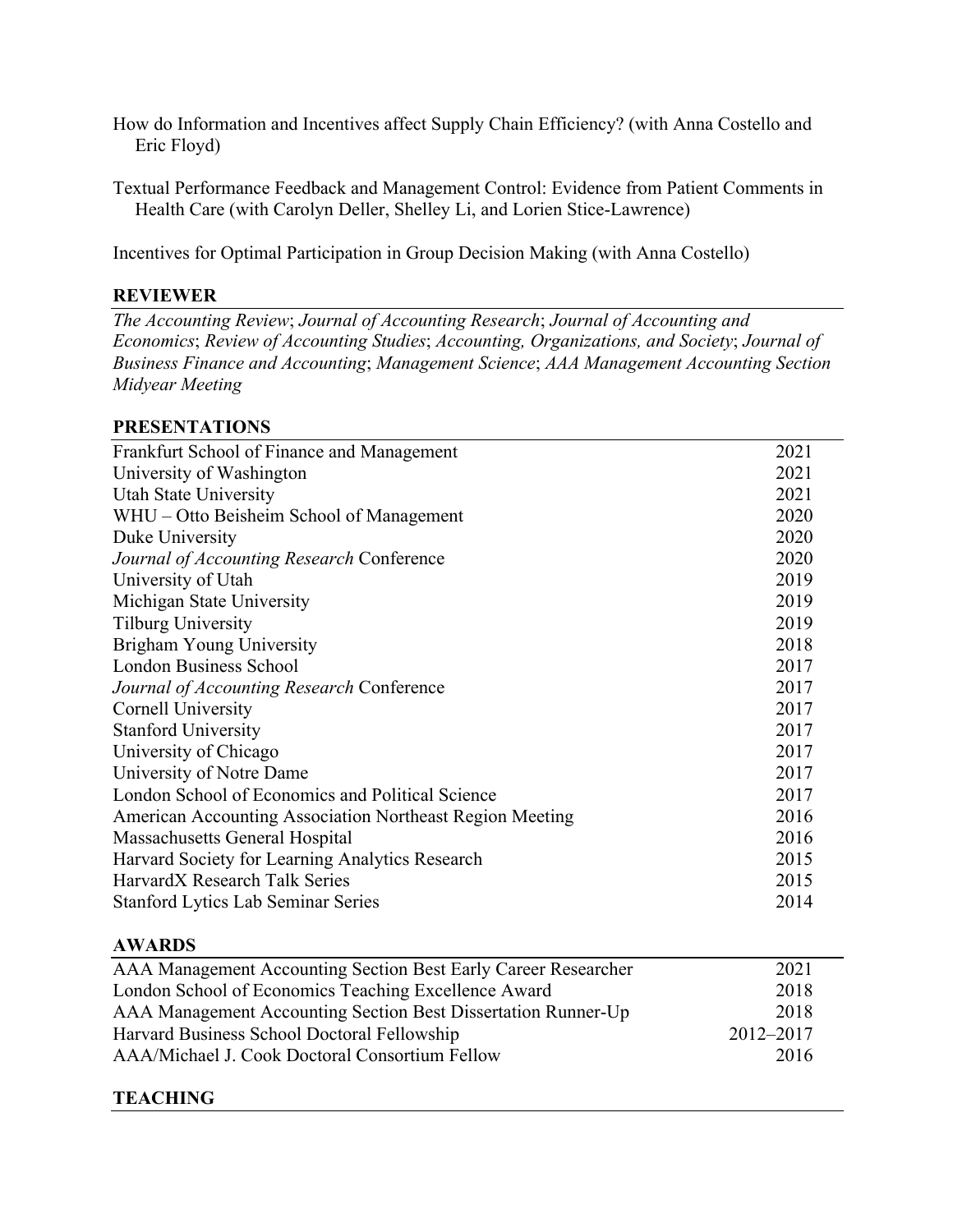How do Information and Incentives affect Supply Chain Efficiency? (with Anna Costello and Eric Floyd)

Textual Performance Feedback and Management Control: Evidence from Patient Comments in Health Care (with Carolyn Deller, Shelley Li, and Lorien Stice-Lawrence)

Incentives for Optimal Participation in Group Decision Making (with Anna Costello)

## REVIEWER

*The Accounting Review*; *Journal of Accounting Research*; *Journal of Accounting and Economics*; *Review of Accounting Studies*; *Accounting, Organizations, and Society*; *Journal of Business Finance and Accounting*; *Management Science*; *AAA Management Accounting Section Midyear Meeting*

## PRESENTATIONS

| | |
|---|---|
| Frankfurt School of Finance and Management | 2021 |
| University of Washington | 2021 |
| Utah State University | 2021 |
| WHU – Otto Beisheim School of Management | 2020 |
| Duke University | 2020 |
| *Journal of Accounting Research* Conference | 2020 |
| University of Utah | 2019 |
| Michigan State University | 2019 |
| Tilburg University | 2019 |
| Brigham Young University | 2018 |
| London Business School | 2017 |
| *Journal of Accounting Research* Conference | 2017 |
| Cornell University | 2017 |
| Stanford University | 2017 |
| University of Chicago | 2017 |
| University of Notre Dame | 2017 |
| London School of Economics and Political Science | 2017 |
| American Accounting Association Northeast Region Meeting | 2016 |
| Massachusetts General Hospital | 2016 |
| Harvard Society for Learning Analytics Research | 2015 |
| HarvardX Research Talk Series | 2015 |
| Stanford Lytics Lab Seminar Series | 2014 |

## AWARDS

| | |
|---|---|
| AAA Management Accounting Section Best Early Career Researcher | 2021 |
| London School of Economics Teaching Excellence Award | 2018 |
| AAA Management Accounting Section Best Dissertation Runner-Up | 2018 |
| Harvard Business School Doctoral Fellowship | 2012–2017 |
| AAA/Michael J. Cook Doctoral Consortium Fellow | 2016 |

## TEACHING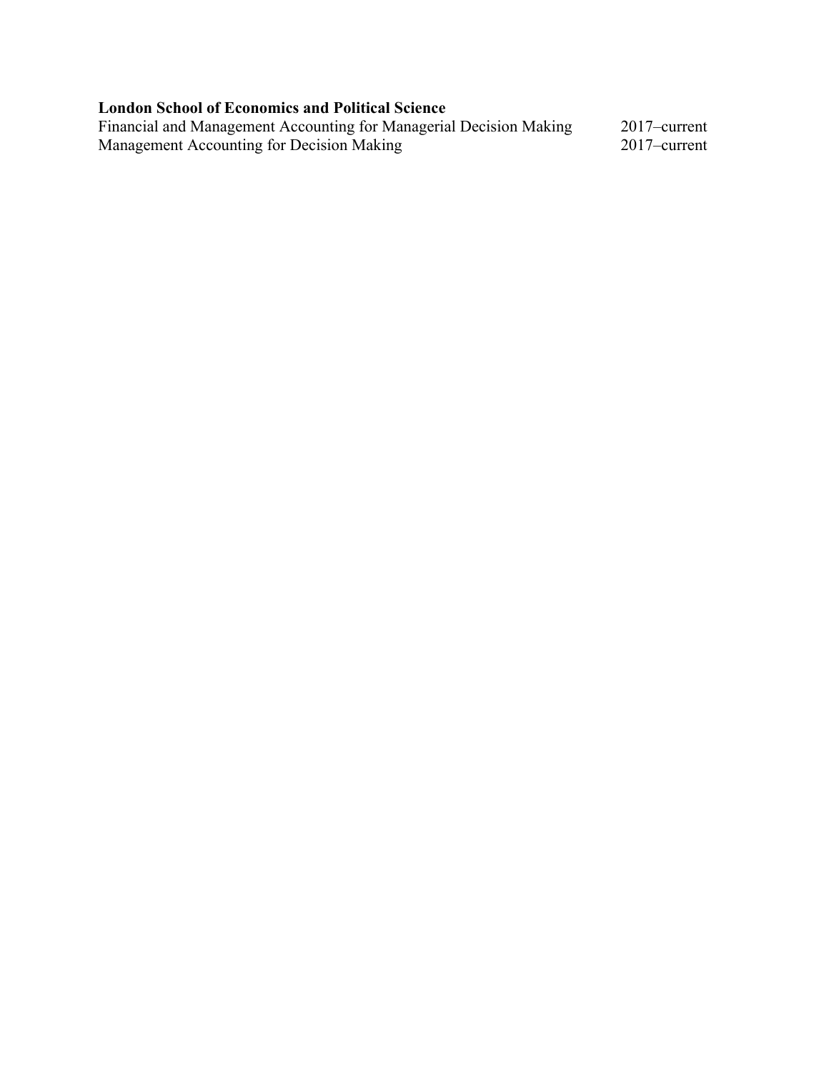**London School of Economics and Political Science**

| | |
|---|---|
| Financial and Management Accounting for Managerial Decision Making | 2017–current |
| Management Accounting for Decision Making | 2017–current |